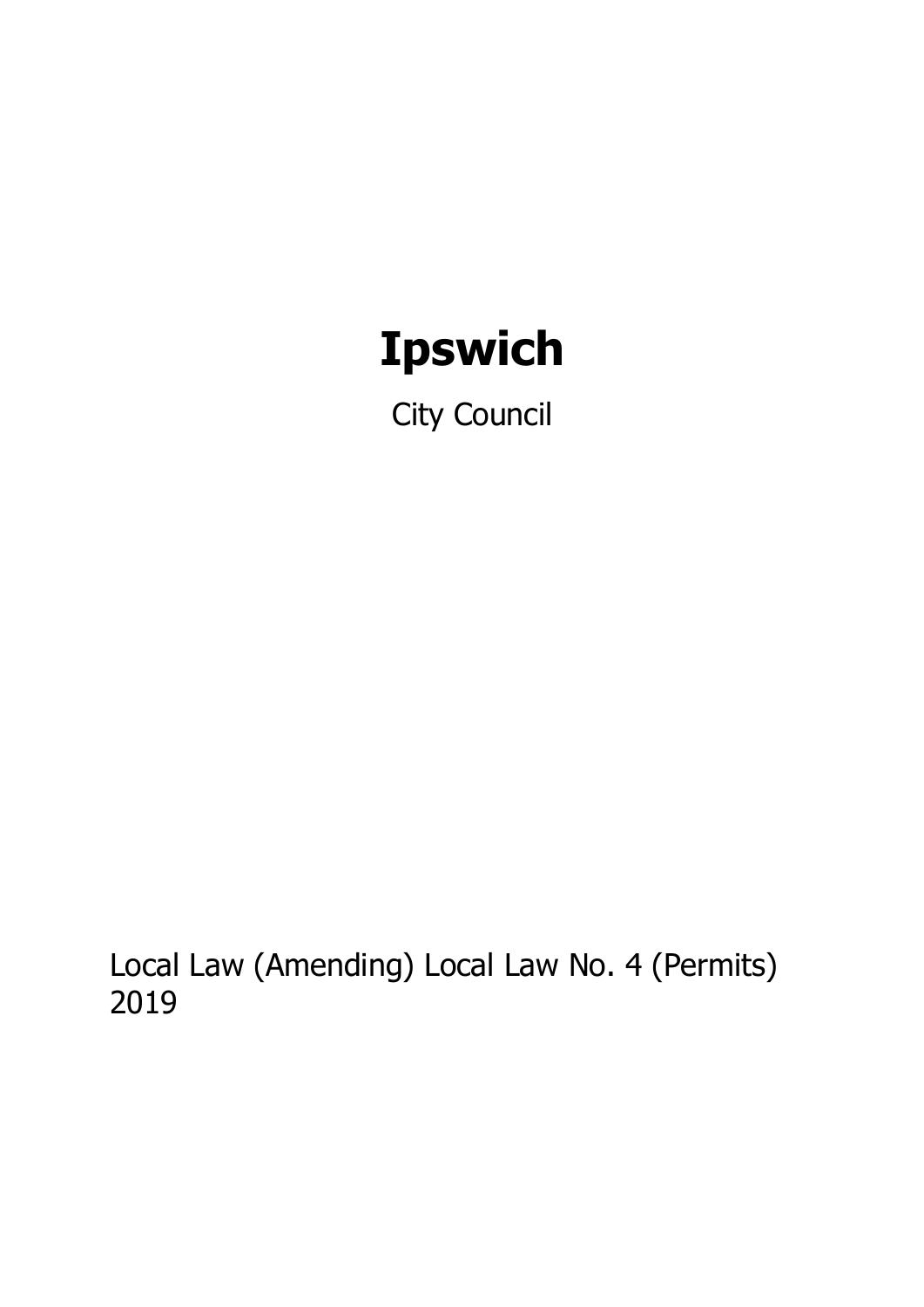# Ipswich

City Council

Local Law (Amending) Local Law No. 4 (Permits) 2019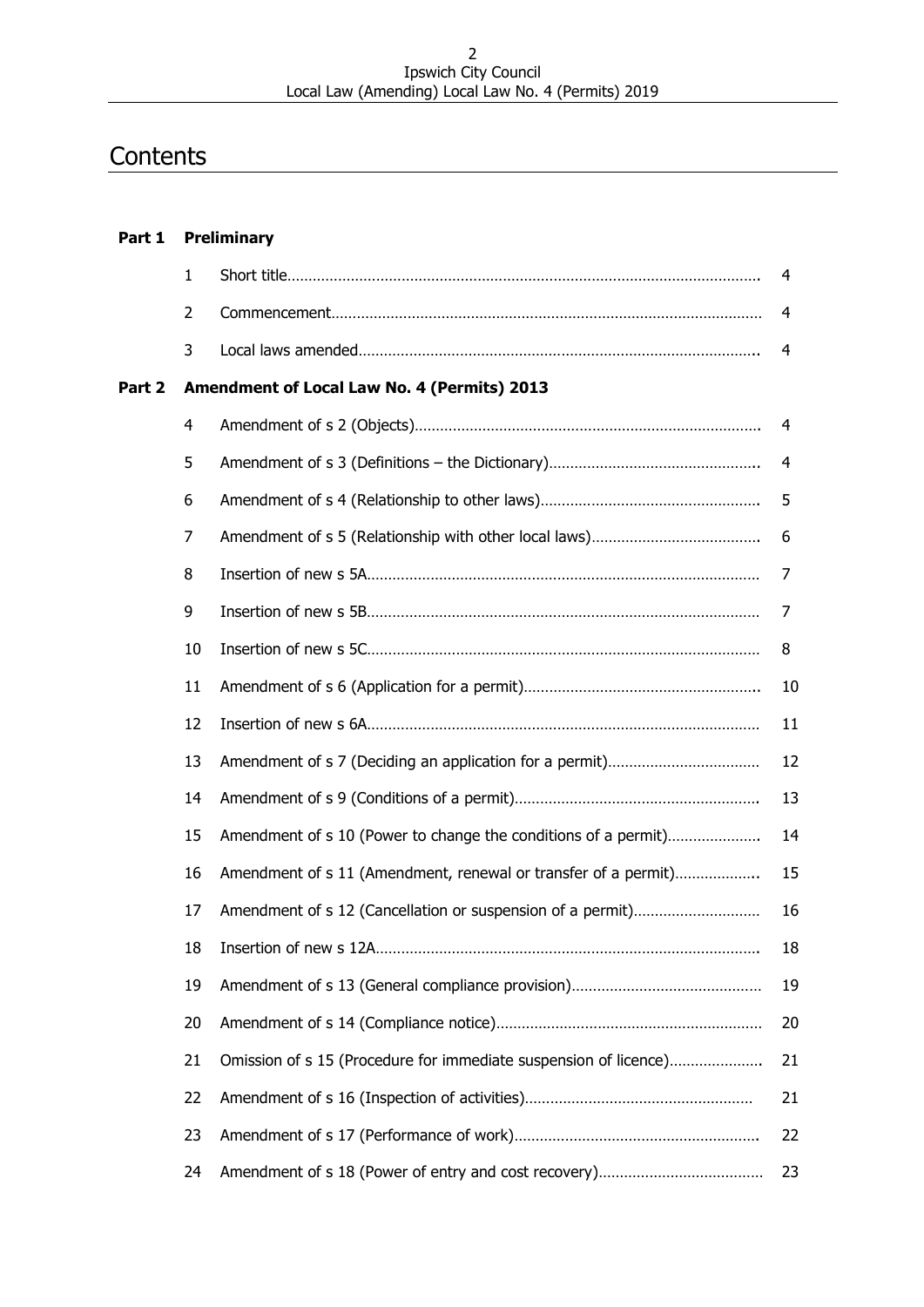# Contents

| | | | |
|---|---|---|---|
| **Part 1** | **Preliminary** | | |
| | 1 | Short title | 4 |
| | 2 | Commencement | 4 |
| | 3 | Local laws amended | 4 |
| **Part 2** | **Amendment of Local Law No. 4 (Permits) 2013** | | |
| | 4 | Amendment of s 2 (Objects) | 4 |
| | 5 | Amendment of s 3 (Definitions – the Dictionary) | 4 |
| | 6 | Amendment of s 4 (Relationship to other laws) | 5 |
| | 7 | Amendment of s 5 (Relationship with other local laws) | 6 |
| | 8 | Insertion of new s 5A | 7 |
| | 9 | Insertion of new s 5B | 7 |
| | 10 | Insertion of new s 5C | 8 |
| | 11 | Amendment of s 6 (Application for a permit) | 10 |
| | 12 | Insertion of new s 6A | 11 |
| | 13 | Amendment of s 7 (Deciding an application for a permit) | 12 |
| | 14 | Amendment of s 9 (Conditions of a permit) | 13 |
| | 15 | Amendment of s 10 (Power to change the conditions of a permit) | 14 |
| | 16 | Amendment of s 11 (Amendment, renewal or transfer of a permit) | 15 |
| | 17 | Amendment of s 12 (Cancellation or suspension of a permit) | 16 |
| | 18 | Insertion of new s 12A | 18 |
| | 19 | Amendment of s 13 (General compliance provision) | 19 |
| | 20 | Amendment of s 14 (Compliance notice) | 20 |
| | 21 | Omission of s 15 (Procedure for immediate suspension of licence) | 21 |
| | 22 | Amendment of s 16 (Inspection of activities) | 21 |
| | 23 | Amendment of s 17 (Performance of work) | 22 |
| | 24 | Amendment of s 18 (Power of entry and cost recovery) | 23 |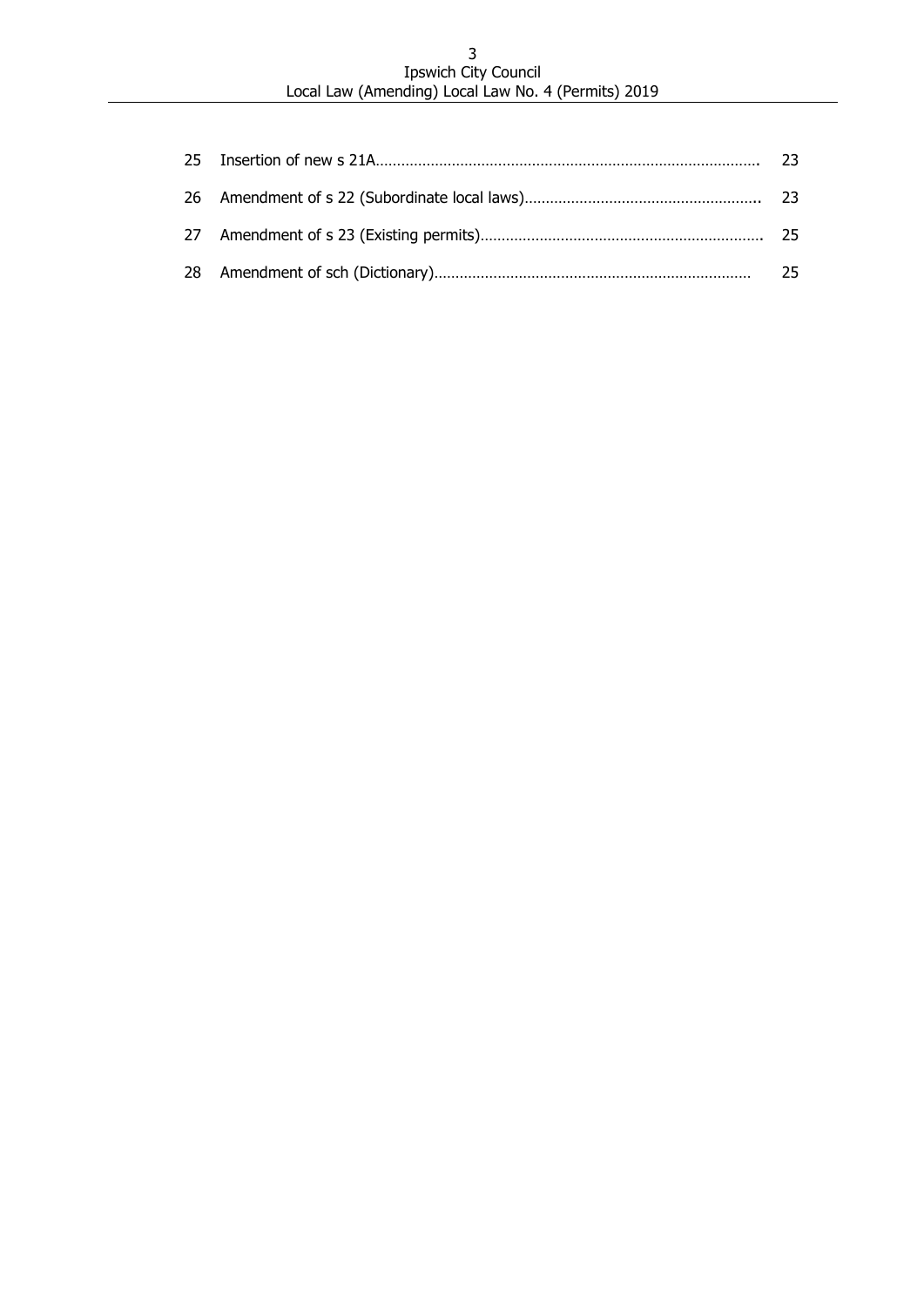| | | |
|---|---|---|
| 25 | Insertion of new s 21A | 23 |
| 26 | Amendment of s 22 (Subordinate local laws) | 23 |
| 27 | Amendment of s 23 (Existing permits) | 25 |
| 28 | Amendment of sch (Dictionary) | 25 |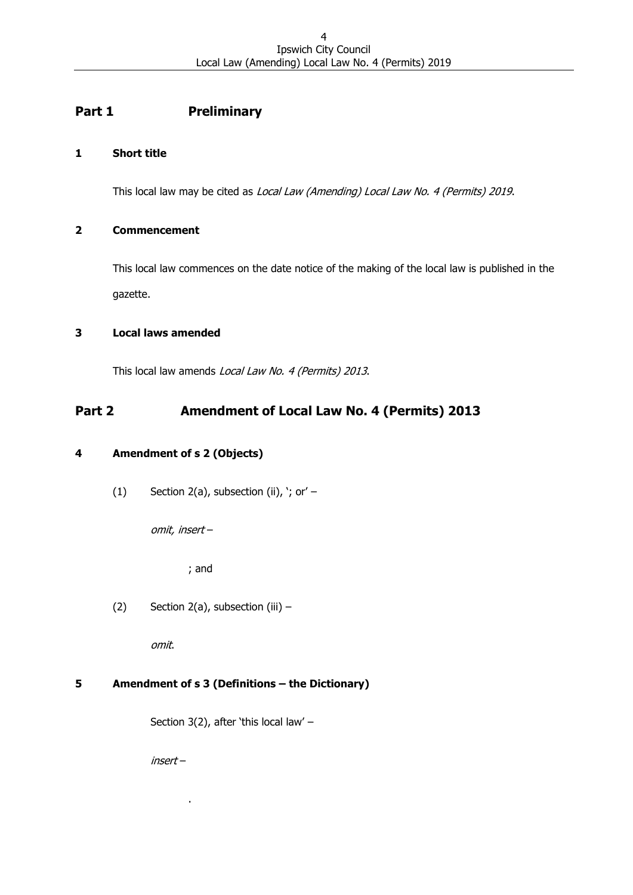## Part 1 Preliminary

### 1 Short title

This local law may be cited as *Local Law (Amending) Local Law No. 4 (Permits) 2019*.

### 2 Commencement

This local law commences on the date notice of the making of the local law is published in the gazette.

### 3 Local laws amended

This local law amends *Local Law No. 4 (Permits) 2013*.

## Part 2 Amendment of Local Law No. 4 (Permits) 2013

### 4 Amendment of s 2 (Objects)

(1) Section 2(a), subsection (ii), '; or' –

*omit, insert* –

; and

(2) Section 2(a), subsection (iii) –

*omit*.

### 5 Amendment of s 3 (Definitions – the Dictionary)

Section 3(2), after 'this local law' –

*insert* –

.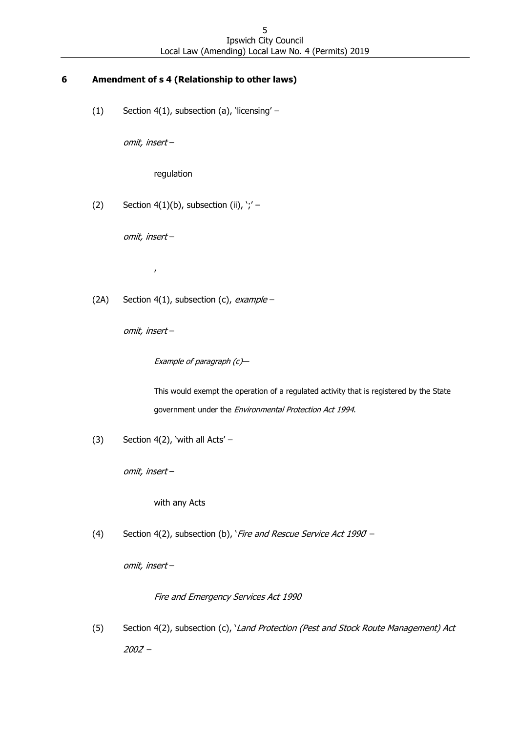## 6 Amendment of s 4 (Relationship to other laws)

(1) Section 4(1), subsection (a), 'licensing' –

*omit, insert* –

regulation

(2) Section 4(1)(b), subsection (ii), ';' –

*omit, insert* –

,

(2A) Section 4(1), subsection (c), *example* –

*omit, insert* –

*Example of paragraph (c)*—

This would exempt the operation of a regulated activity that is registered by the State government under the *Environmental Protection Act 1994*.

(3) Section 4(2), 'with all Acts' –

*omit, insert* –

with any Acts

(4) Section 4(2), subsection (b), '*Fire and Rescue Service Act 1990*' –

*omit, insert* –

*Fire and Emergency Services Act 1990*

(5) Section 4(2), subsection (c), '*Land Protection (Pest and Stock Route Management) Act 2002*' –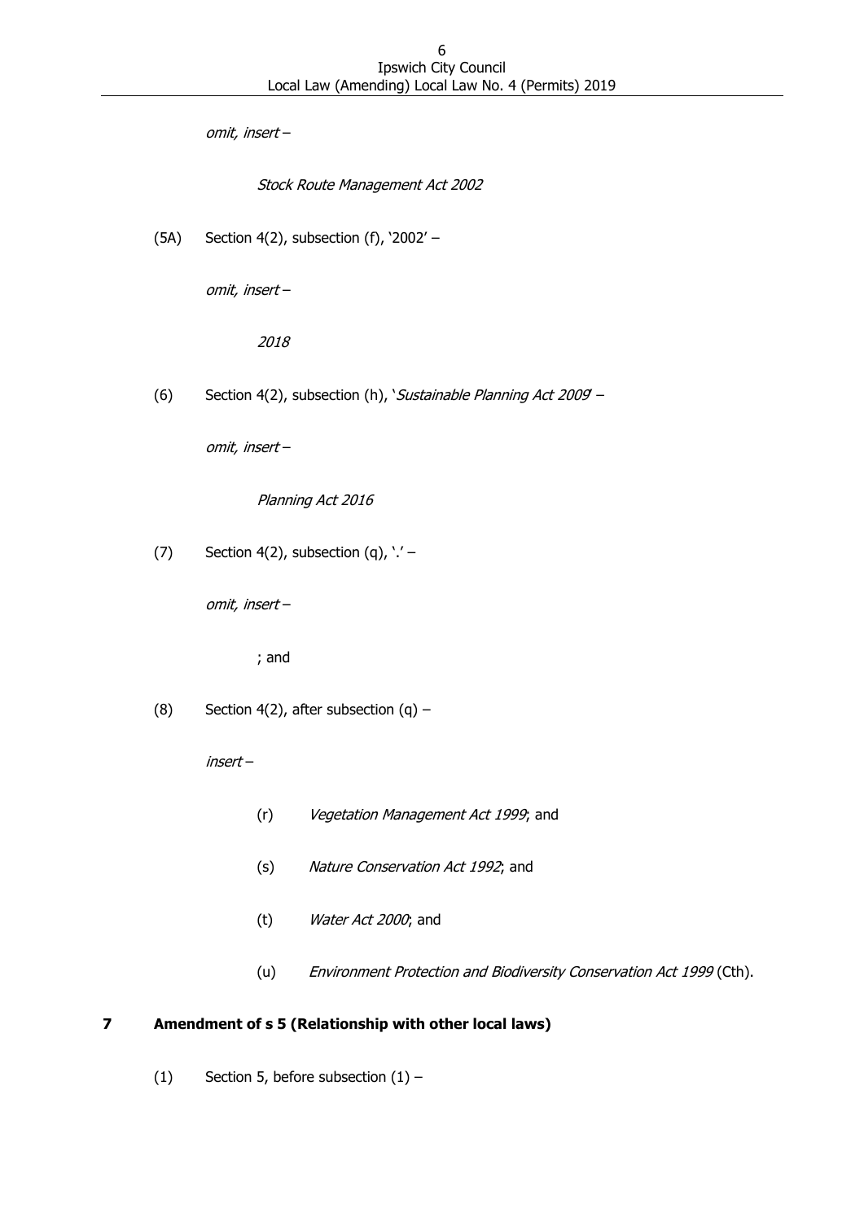*omit, insert –*

*Stock Route Management Act 2002*

(5A) Section 4(2), subsection (f), '2002' –

*omit, insert –*

*2018*

(6) Section 4(2), subsection (h), '*Sustainable Planning Act 2009*' –

*omit, insert –*

*Planning Act 2016*

(7) Section 4(2), subsection (q), '.' –

*omit, insert –*

; and

(8) Section 4(2), after subsection (q) –

*insert –*

(r) *Vegetation Management Act 1999*; and

(s) *Nature Conservation Act 1992*; and

(t) *Water Act 2000*; and

(u) *Environment Protection and Biodiversity Conservation Act 1999* (Cth).

## 7 Amendment of s 5 (Relationship with other local laws)

(1) Section 5, before subsection (1) –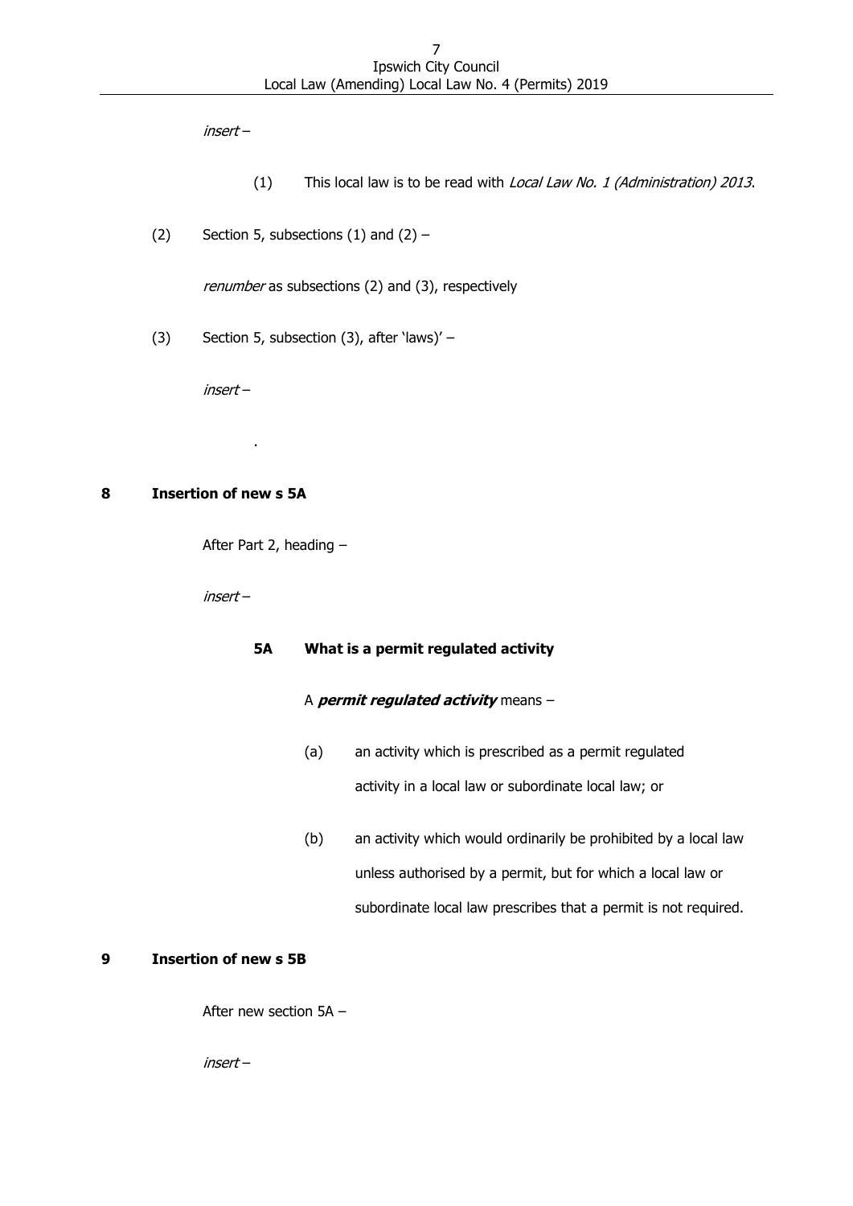*insert* –

(1) This local law is to be read with *Local Law No. 1 (Administration) 2013*.

(2) Section 5, subsections (1) and (2) –

*renumber* as subsections (2) and (3), respectively

(3) Section 5, subsection (3), after 'laws)' –

*insert* –

.

**8 Insertion of new s 5A**

After Part 2, heading –

*insert* –

**5A What is a permit regulated activity**

A ***permit regulated activity*** means –

(a) an activity which is prescribed as a permit regulated activity in a local law or subordinate local law; or

(b) an activity which would ordinarily be prohibited by a local law unless authorised by a permit, but for which a local law or subordinate local law prescribes that a permit is not required.

**9 Insertion of new s 5B**

After new section 5A –

*insert* –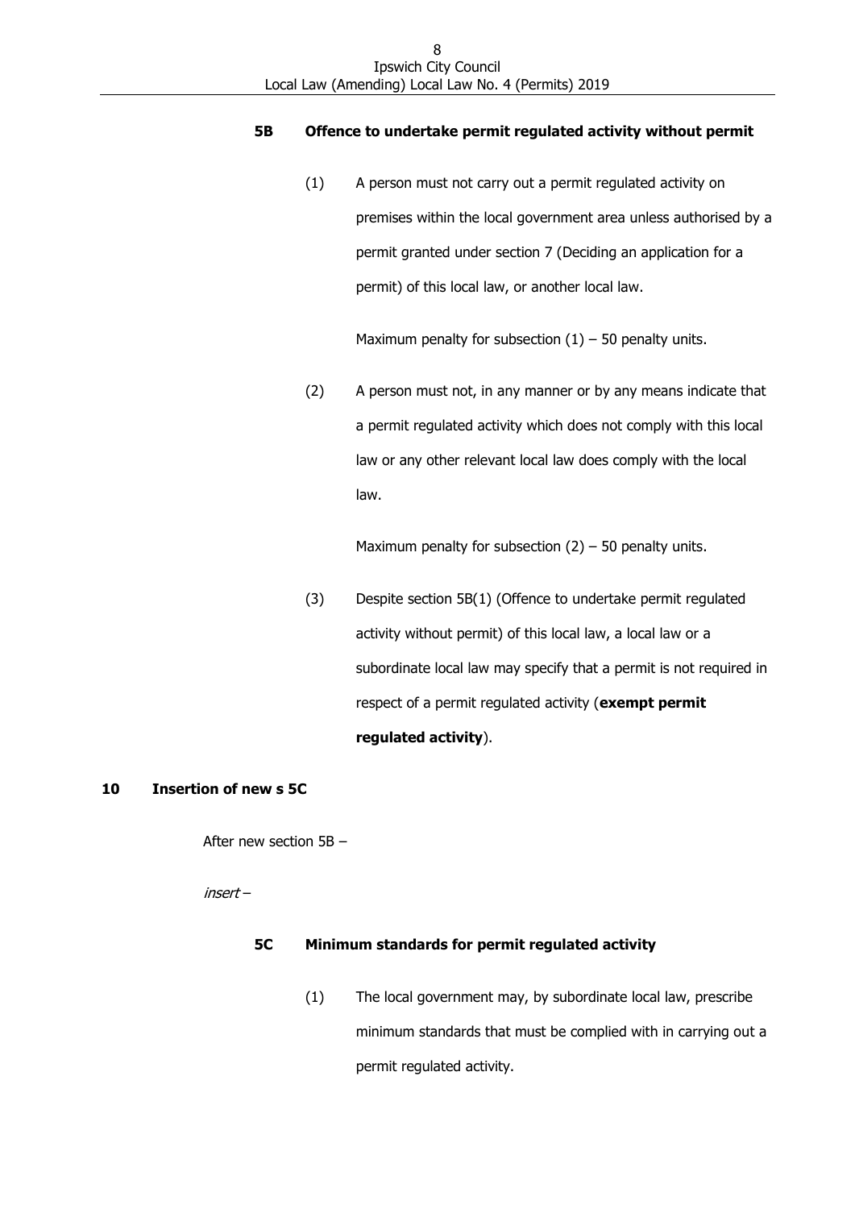**5B Offence to undertake permit regulated activity without permit**

(1) A person must not carry out a permit regulated activity on premises within the local government area unless authorised by a permit granted under section 7 (Deciding an application for a permit) of this local law, or another local law.

Maximum penalty for subsection (1) – 50 penalty units.

(2) A person must not, in any manner or by any means indicate that a permit regulated activity which does not comply with this local law or any other relevant local law does comply with the local law.

Maximum penalty for subsection (2) – 50 penalty units.

(3) Despite section 5B(1) (Offence to undertake permit regulated activity without permit) of this local law, a local law or a subordinate local law may specify that a permit is not required in respect of a permit regulated activity (**exempt permit regulated activity**).

## 10 Insertion of new s 5C

After new section 5B –

*insert* –

**5C Minimum standards for permit regulated activity**

(1) The local government may, by subordinate local law, prescribe minimum standards that must be complied with in carrying out a permit regulated activity.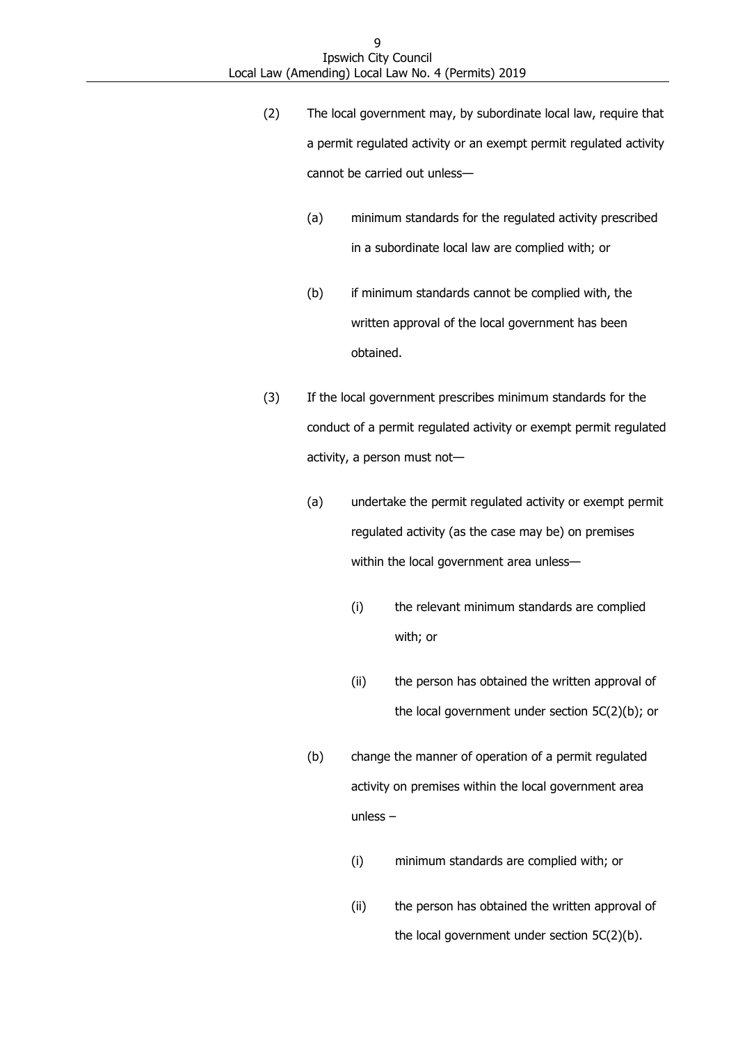(2) The local government may, by subordinate local law, require that a permit regulated activity or an exempt permit regulated activity cannot be carried out unless—

   (a) minimum standards for the regulated activity prescribed in a subordinate local law are complied with; or

   (b) if minimum standards cannot be complied with, the written approval of the local government has been obtained.

(3) If the local government prescribes minimum standards for the conduct of a permit regulated activity or exempt permit regulated activity, a person must not—

   (a) undertake the permit regulated activity or exempt permit regulated activity (as the case may be) on premises within the local government area unless—

      (i) the relevant minimum standards are complied with; or

      (ii) the person has obtained the written approval of the local government under section 5C(2)(b); or

   (b) change the manner of operation of a permit regulated activity on premises within the local government area unless –

      (i) minimum standards are complied with; or

      (ii) the person has obtained the written approval of the local government under section 5C(2)(b).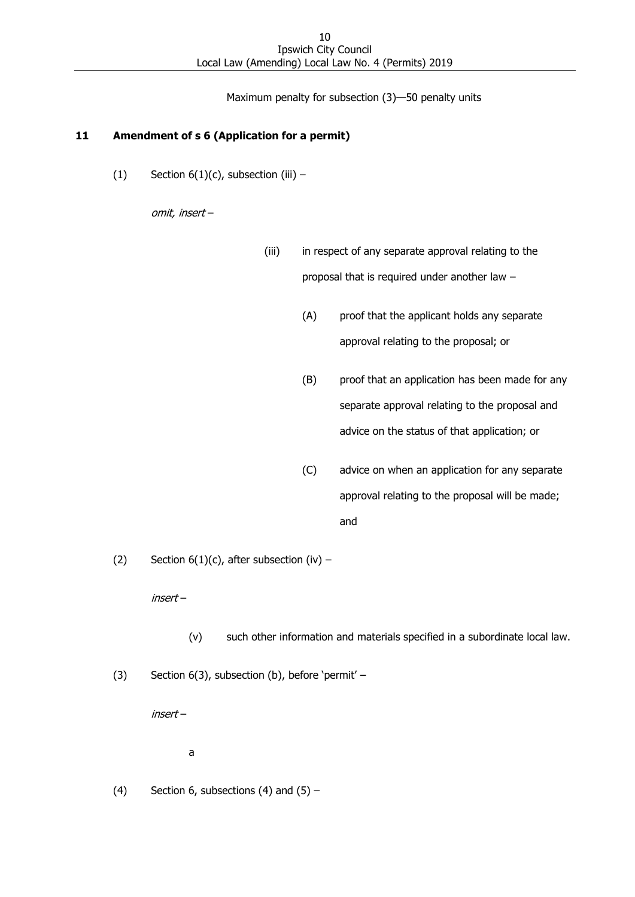Maximum penalty for subsection (3)—50 penalty units

### 11 Amendment of s 6 (Application for a permit)

(1) Section 6(1)(c), subsection (iii) –

*omit, insert* –

(iii) in respect of any separate approval relating to the proposal that is required under another law –

(A) proof that the applicant holds any separate approval relating to the proposal; or

(B) proof that an application has been made for any separate approval relating to the proposal and advice on the status of that application; or

(C) advice on when an application for any separate approval relating to the proposal will be made; and

(2) Section 6(1)(c), after subsection (iv) –

*insert* –

(v) such other information and materials specified in a subordinate local law.

(3) Section 6(3), subsection (b), before 'permit' –

*insert* –

a

(4) Section 6, subsections (4) and (5) –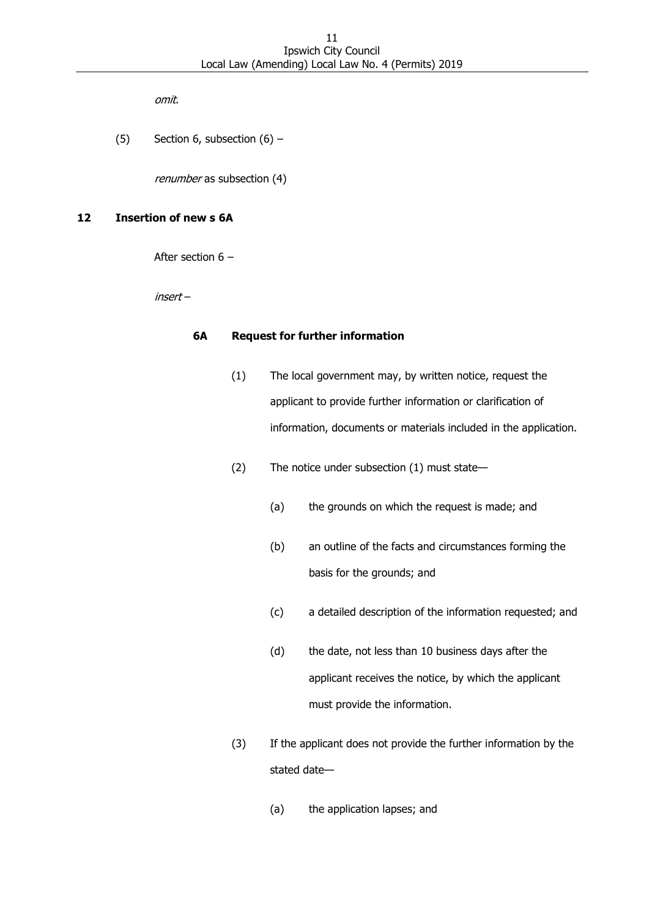*omit*.

(5) Section 6, subsection (6) –

*renumber* as subsection (4)

**12 Insertion of new s 6A**

After section 6 –

*insert* –

**6A Request for further information**

(1) The local government may, by written notice, request the applicant to provide further information or clarification of information, documents or materials included in the application.

(2) The notice under subsection (1) must state—

(a) the grounds on which the request is made; and

(b) an outline of the facts and circumstances forming the basis for the grounds; and

(c) a detailed description of the information requested; and

(d) the date, not less than 10 business days after the applicant receives the notice, by which the applicant must provide the information.

(3) If the applicant does not provide the further information by the stated date—

(a) the application lapses; and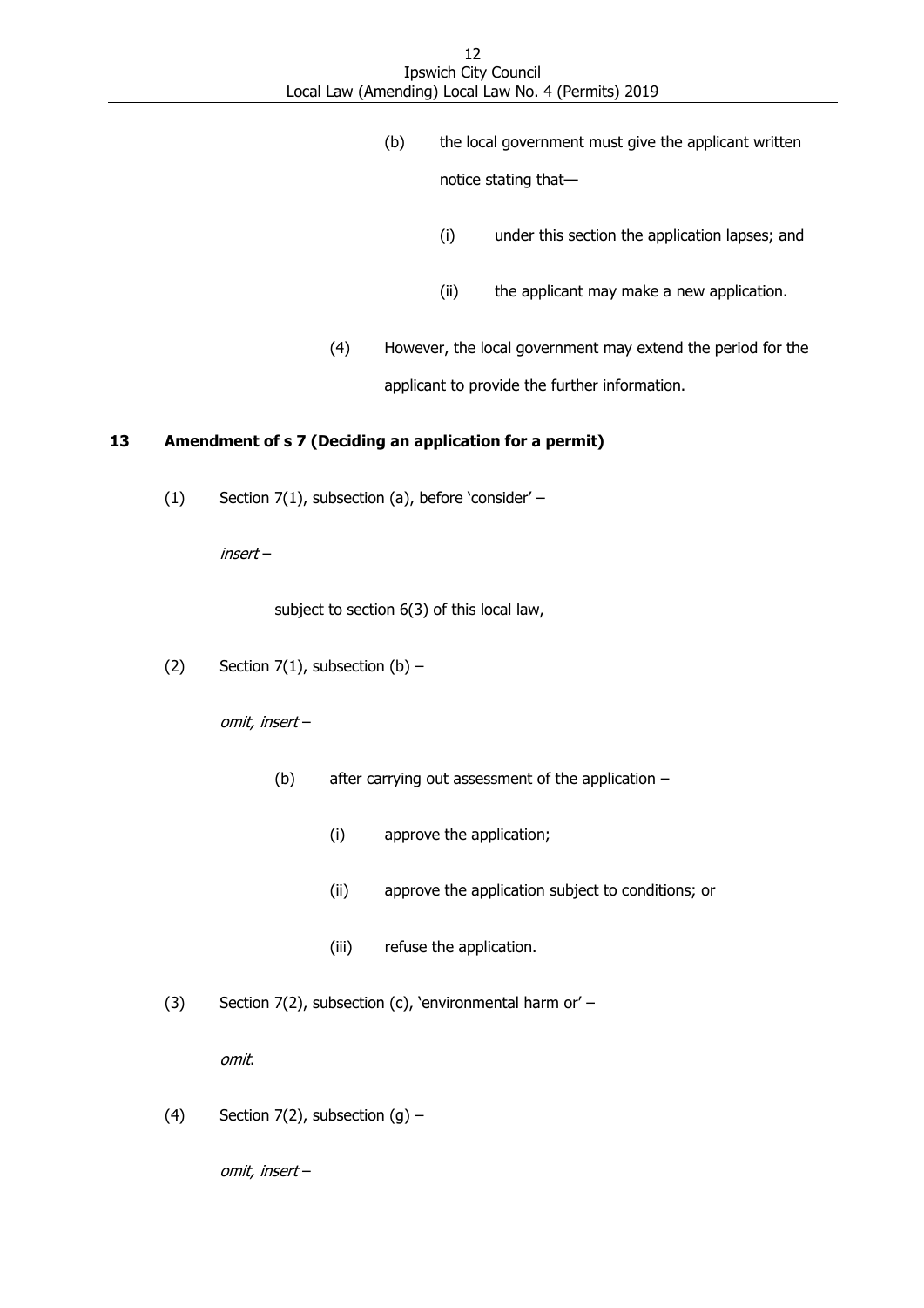(b) the local government must give the applicant written notice stating that—

(i) under this section the application lapses; and

(ii) the applicant may make a new application.

(4) However, the local government may extend the period for the applicant to provide the further information.

## 13 Amendment of s 7 (Deciding an application for a permit)

(1) Section 7(1), subsection (a), before 'consider' –

*insert* –

subject to section 6(3) of this local law,

(2) Section 7(1), subsection (b) –

*omit, insert* –

(b) after carrying out assessment of the application –

(i) approve the application;

(ii) approve the application subject to conditions; or

(iii) refuse the application.

(3) Section 7(2), subsection (c), 'environmental harm or' –

*omit*.

(4) Section 7(2), subsection (g) –

*omit, insert* –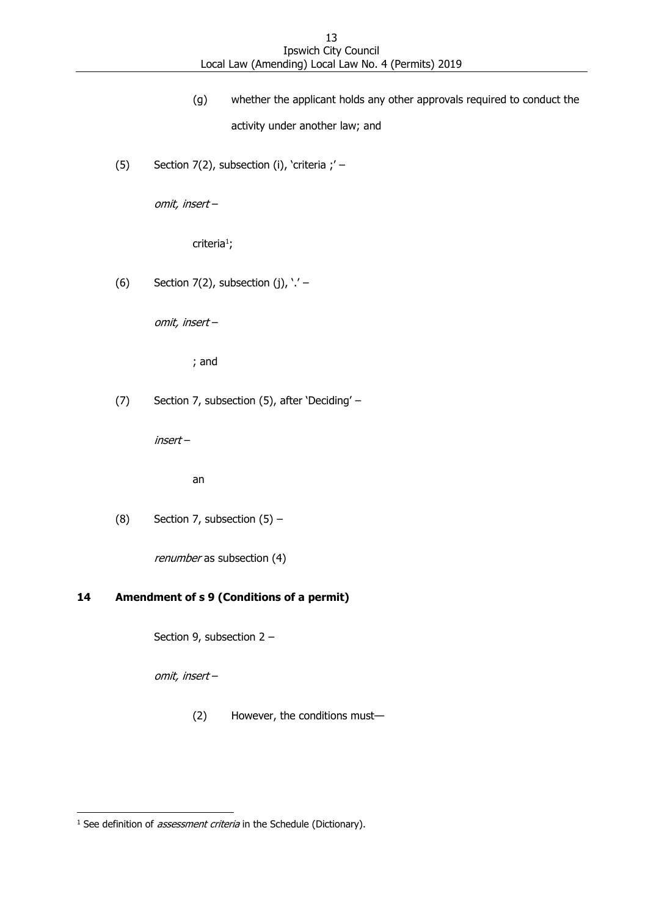(g) whether the applicant holds any other approvals required to conduct the activity under another law; and

(5) Section 7(2), subsection (i), 'criteria ;' –

*omit, insert* –

criteria[1];

(6) Section 7(2), subsection (j), '.' –

*omit, insert* –

; and

(7) Section 7, subsection (5), after 'Deciding' –

*insert* –

an

(8) Section 7, subsection (5) –

*renumber* as subsection (4)

**14 Amendment of s 9 (Conditions of a permit)**

Section 9, subsection 2 –

*omit, insert* –

(2) However, the conditions must—

[1] See definition of *assessment criteria* in the Schedule (Dictionary).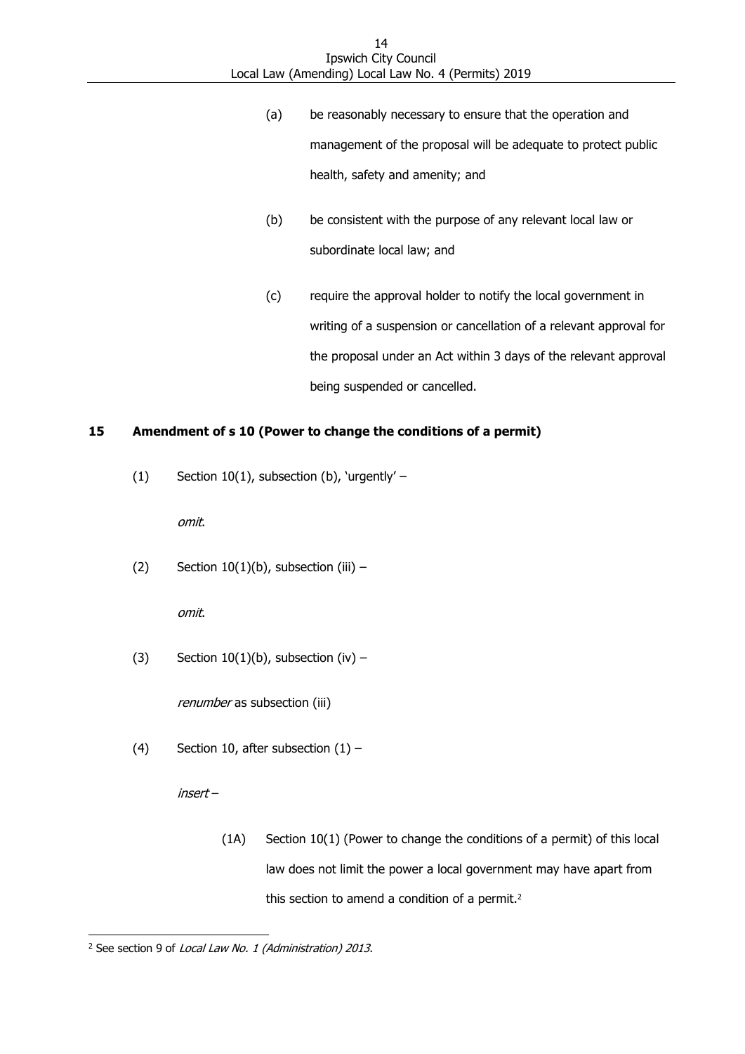(a) be reasonably necessary to ensure that the operation and management of the proposal will be adequate to protect public health, safety and amenity; and

(b) be consistent with the purpose of any relevant local law or subordinate local law; and

(c) require the approval holder to notify the local government in writing of a suspension or cancellation of a relevant approval for the proposal under an Act within 3 days of the relevant approval being suspended or cancelled.

## 15 Amendment of s 10 (Power to change the conditions of a permit)

(1) Section 10(1), subsection (b), 'urgently' –

*omit*.

(2) Section 10(1)(b), subsection (iii) –

*omit*.

(3) Section 10(1)(b), subsection (iv) –

*renumber* as subsection (iii)

(4) Section 10, after subsection (1) –

*insert* –

(1A) Section 10(1) (Power to change the conditions of a permit) of this local law does not limit the power a local government may have apart from this section to amend a condition of a permit.[2]

---

[2] See section 9 of *Local Law No. 1 (Administration) 2013*.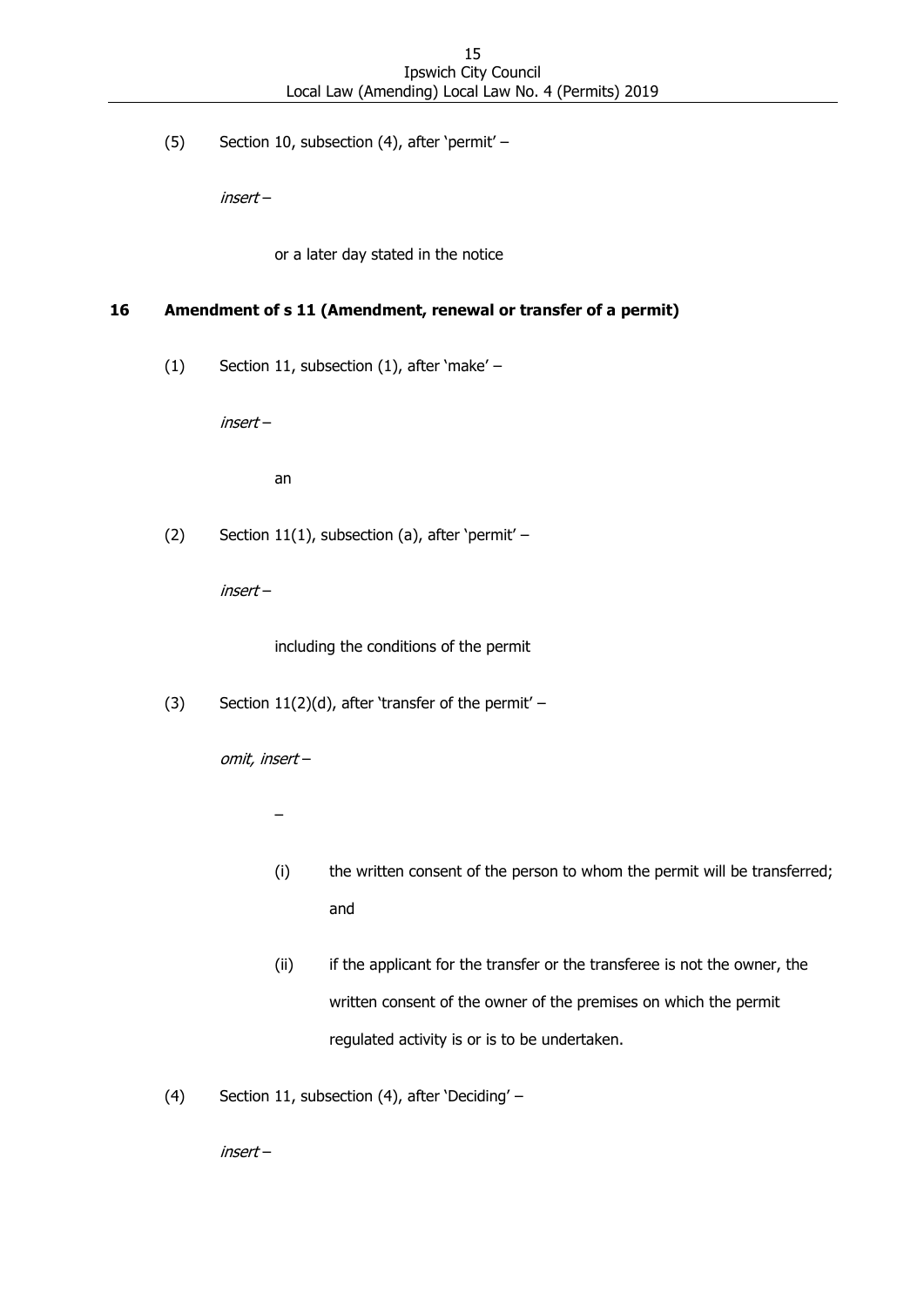(5) Section 10, subsection (4), after 'permit' –

*insert* –

or a later day stated in the notice

### 16 Amendment of s 11 (Amendment, renewal or transfer of a permit)

(1) Section 11, subsection (1), after 'make' –

*insert* –

an

(2) Section 11(1), subsection (a), after 'permit' –

*insert* –

including the conditions of the permit

(3) Section 11(2)(d), after 'transfer of the permit' –

*omit, insert* –

–

(i) the written consent of the person to whom the permit will be transferred; and

(ii) if the applicant for the transfer or the transferee is not the owner, the written consent of the owner of the premises on which the permit regulated activity is or is to be undertaken.

(4) Section 11, subsection (4), after 'Deciding' –

*insert* –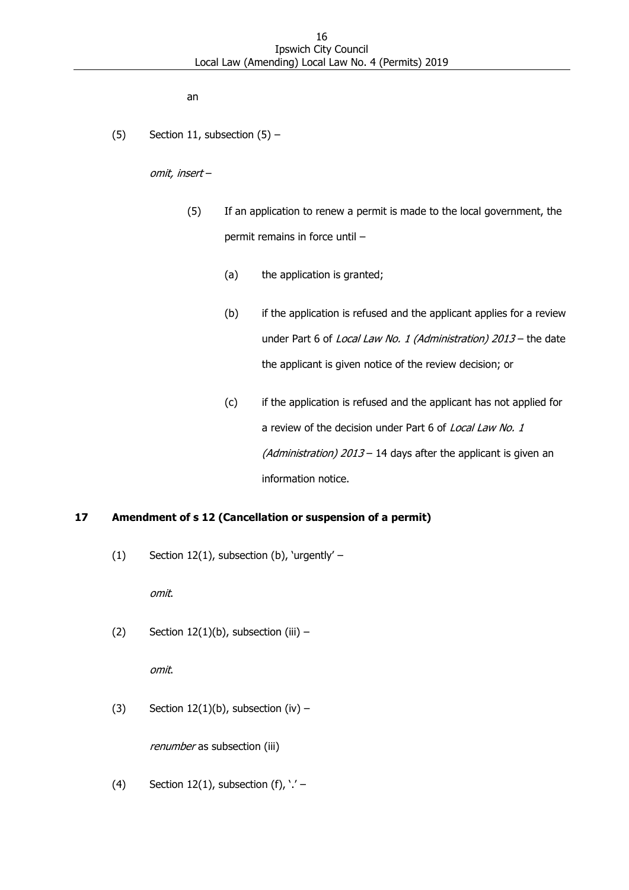an

(5) Section 11, subsection (5) –

*omit, insert* –

> (5) If an application to renew a permit is made to the local government, the permit remains in force until –
>
> > (a) the application is granted;
> >
> > (b) if the application is refused and the applicant applies for a review under Part 6 of *Local Law No. 1 (Administration) 2013* – the date the applicant is given notice of the review decision; or
> >
> > (c) if the application is refused and the applicant has not applied for a review of the decision under Part 6 of *Local Law No. 1 (Administration) 2013* – 14 days after the applicant is given an information notice.

## 17 Amendment of s 12 (Cancellation or suspension of a permit)

(1) Section 12(1), subsection (b), 'urgently' –

*omit*.

(2) Section 12(1)(b), subsection (iii) –

*omit*.

(3) Section 12(1)(b), subsection (iv) –

*renumber* as subsection (iii)

(4) Section 12(1), subsection (f), '.' –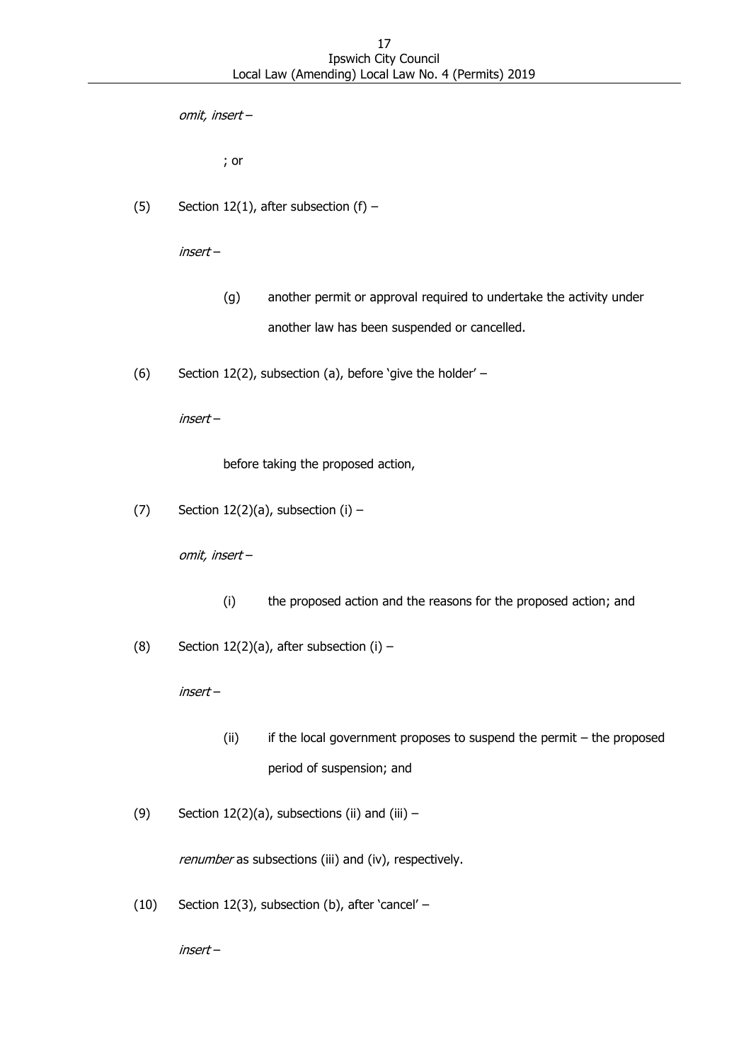*omit, insert –*

; or

(5) Section 12(1), after subsection (f) –

*insert –*

> (g) another permit or approval required to undertake the activity under another law has been suspended or cancelled.

(6) Section 12(2), subsection (a), before 'give the holder' –

*insert –*

> before taking the proposed action,

(7) Section 12(2)(a), subsection (i) –

*omit, insert –*

> (i) the proposed action and the reasons for the proposed action; and

(8) Section 12(2)(a), after subsection (i) –

*insert –*

> (ii) if the local government proposes to suspend the permit – the proposed period of suspension; and

(9) Section 12(2)(a), subsections (ii) and (iii) –

*renumber* as subsections (iii) and (iv), respectively.

(10) Section 12(3), subsection (b), after 'cancel' –

*insert –*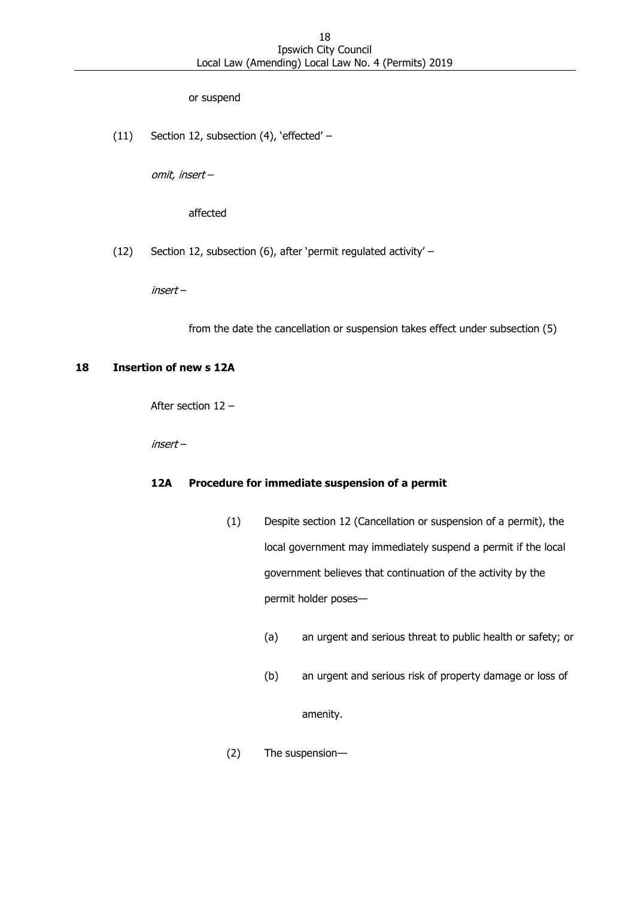or suspend

(11) Section 12, subsection (4), 'effected' –

*omit, insert* –

affected

(12) Section 12, subsection (6), after 'permit regulated activity' –

*insert* –

from the date the cancellation or suspension takes effect under subsection (5)

**18 Insertion of new s 12A**

After section 12 –

*insert* –

**12A Procedure for immediate suspension of a permit**

(1) Despite section 12 (Cancellation or suspension of a permit), the local government may immediately suspend a permit if the local government believes that continuation of the activity by the permit holder poses—

(a) an urgent and serious threat to public health or safety; or

(b) an urgent and serious risk of property damage or loss of amenity.

(2) The suspension—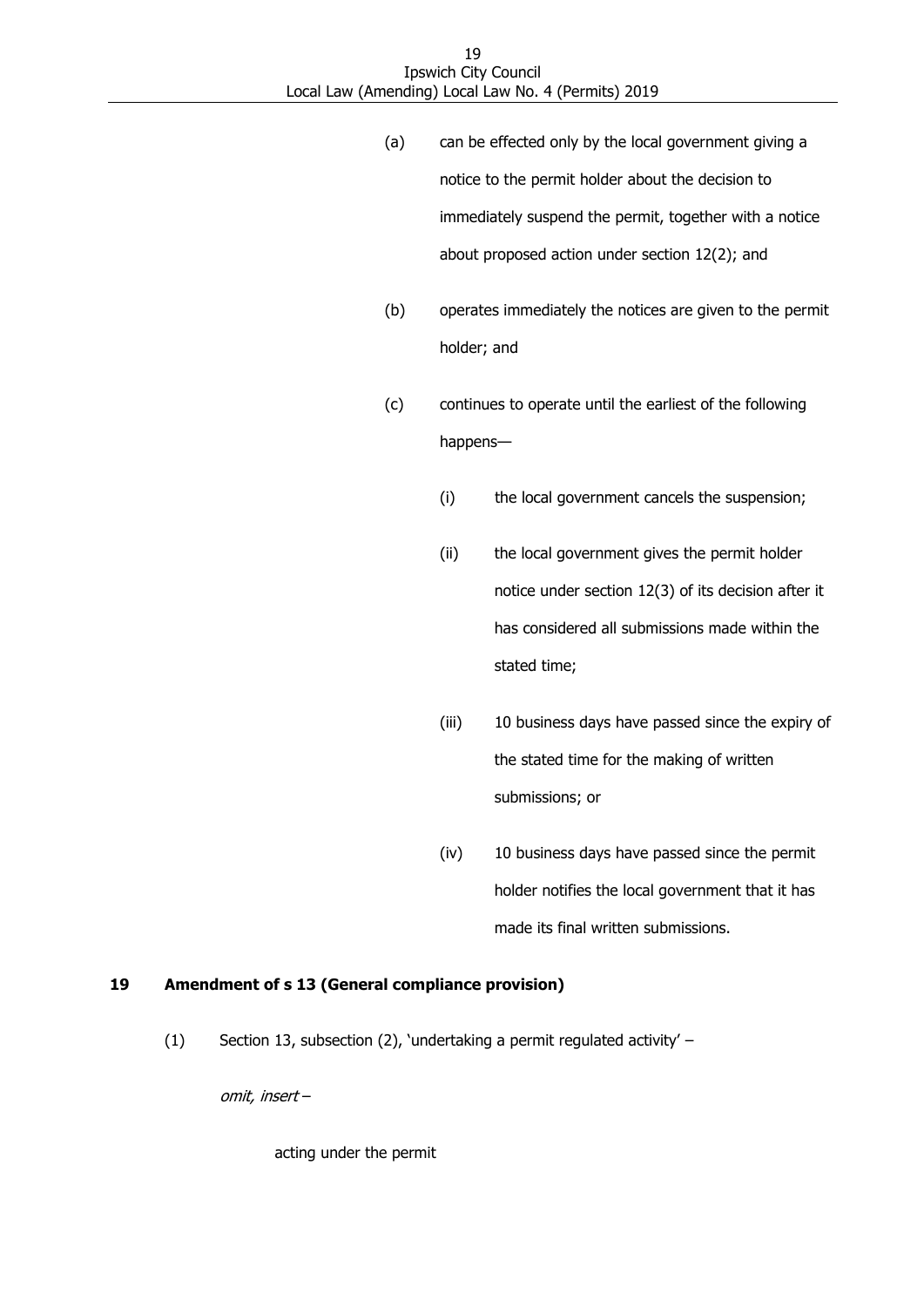(a) can be effected only by the local government giving a notice to the permit holder about the decision to immediately suspend the permit, together with a notice about proposed action under section 12(2); and

(b) operates immediately the notices are given to the permit holder; and

(c) continues to operate until the earliest of the following happens—

(i) the local government cancels the suspension;

(ii) the local government gives the permit holder notice under section 12(3) of its decision after it has considered all submissions made within the stated time;

(iii) 10 business days have passed since the expiry of the stated time for the making of written submissions; or

(iv) 10 business days have passed since the permit holder notifies the local government that it has made its final written submissions.

### 19 Amendment of s 13 (General compliance provision)

(1) Section 13, subsection (2), 'undertaking a permit regulated activity' –

*omit, insert* –

acting under the permit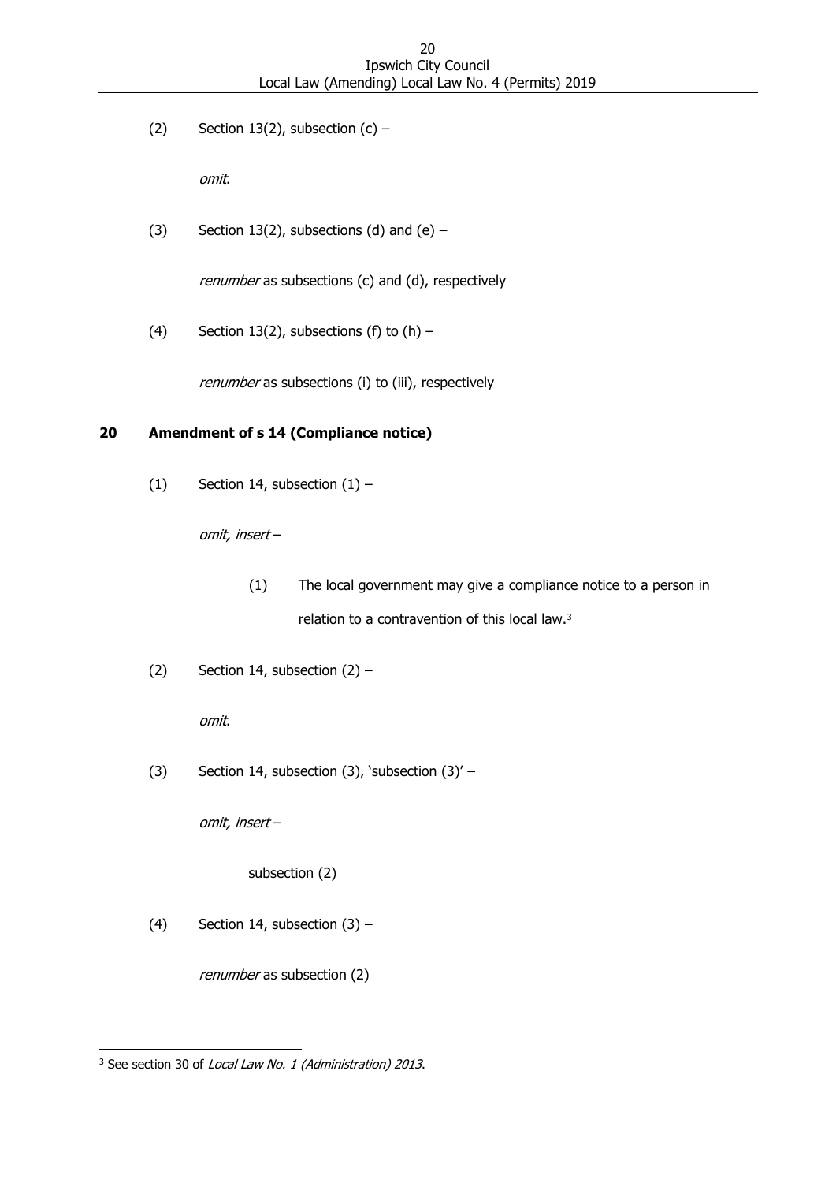(2) Section 13(2), subsection (c) –

*omit*.

(3) Section 13(2), subsections (d) and (e) –

*renumber* as subsections (c) and (d), respectively

(4) Section 13(2), subsections (f) to (h) –

*renumber* as subsections (i) to (iii), respectively

## 20 Amendment of s 14 (Compliance notice)

(1) Section 14, subsection (1) –

*omit, insert* –

> (1) The local government may give a compliance notice to a person in relation to a contravention of this local law.[3]

(2) Section 14, subsection (2) –

*omit*.

(3) Section 14, subsection (3), 'subsection (3)' –

*omit, insert* –

> subsection (2)

(4) Section 14, subsection (3) –

*renumber* as subsection (2)

---

[3] See section 30 of *Local Law No. 1 (Administration) 2013*.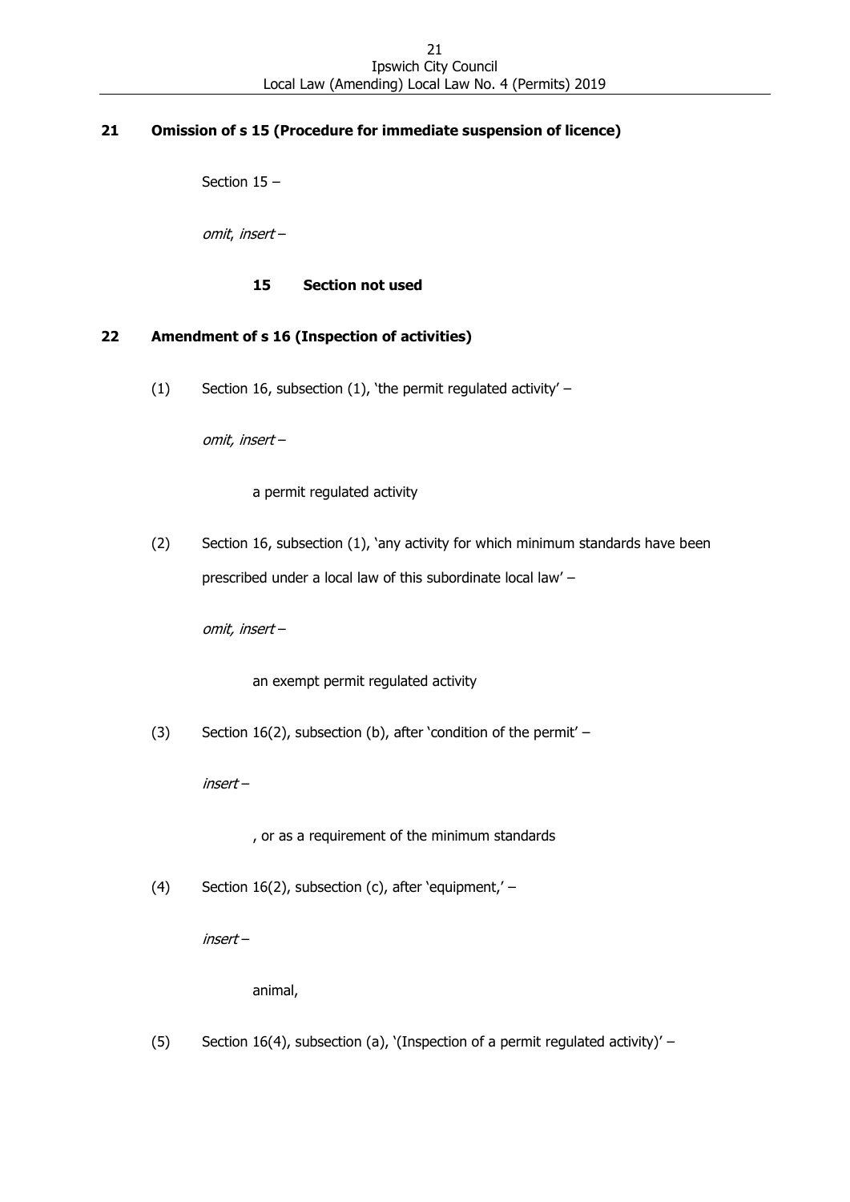## 21 Omission of s 15 (Procedure for immediate suspension of licence)

Section 15 –

*omit, insert* –

### 15 Section not used

## 22 Amendment of s 16 (Inspection of activities)

(1) Section 16, subsection (1), 'the permit regulated activity' –

*omit, insert* –

a permit regulated activity

(2) Section 16, subsection (1), 'any activity for which minimum standards have been prescribed under a local law of this subordinate local law' –

*omit, insert* –

an exempt permit regulated activity

(3) Section 16(2), subsection (b), after 'condition of the permit' –

*insert* –

, or as a requirement of the minimum standards

(4) Section 16(2), subsection (c), after 'equipment,' –

*insert* –

animal,

(5) Section 16(4), subsection (a), '(Inspection of a permit regulated activity)' –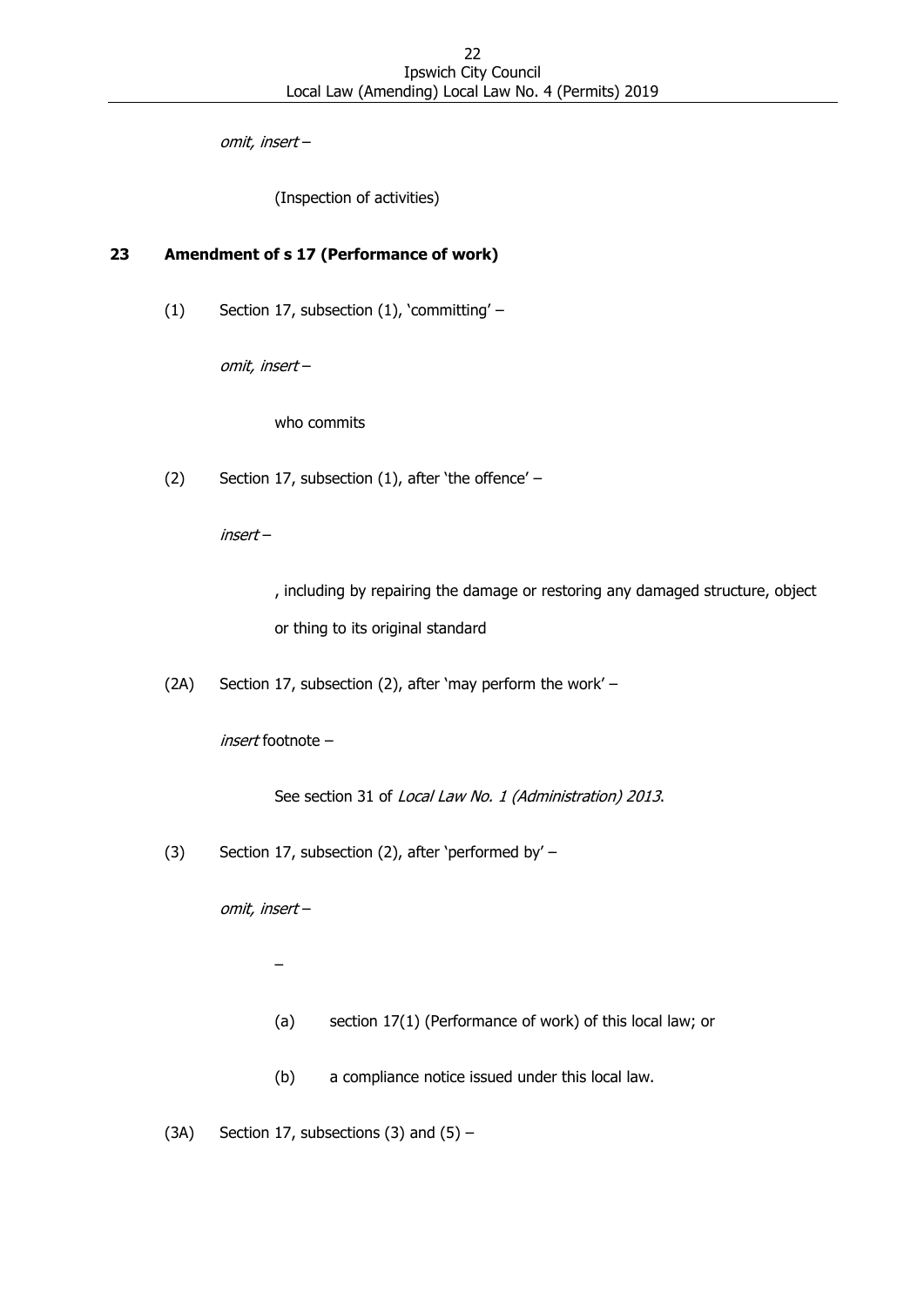*omit, insert* –

(Inspection of activities)

**23 Amendment of s 17 (Performance of work)**

(1) Section 17, subsection (1), 'committing' –

*omit, insert* –

who commits

(2) Section 17, subsection (1), after 'the offence' –

*insert* –

, including by repairing the damage or restoring any damaged structure, object or thing to its original standard

(2A) Section 17, subsection (2), after 'may perform the work' –

*insert* footnote –

See section 31 of *Local Law No. 1 (Administration) 2013*.

(3) Section 17, subsection (2), after 'performed by' –

*omit, insert* –

–

(a) section 17(1) (Performance of work) of this local law; or

(b) a compliance notice issued under this local law.

(3A) Section 17, subsections (3) and (5) –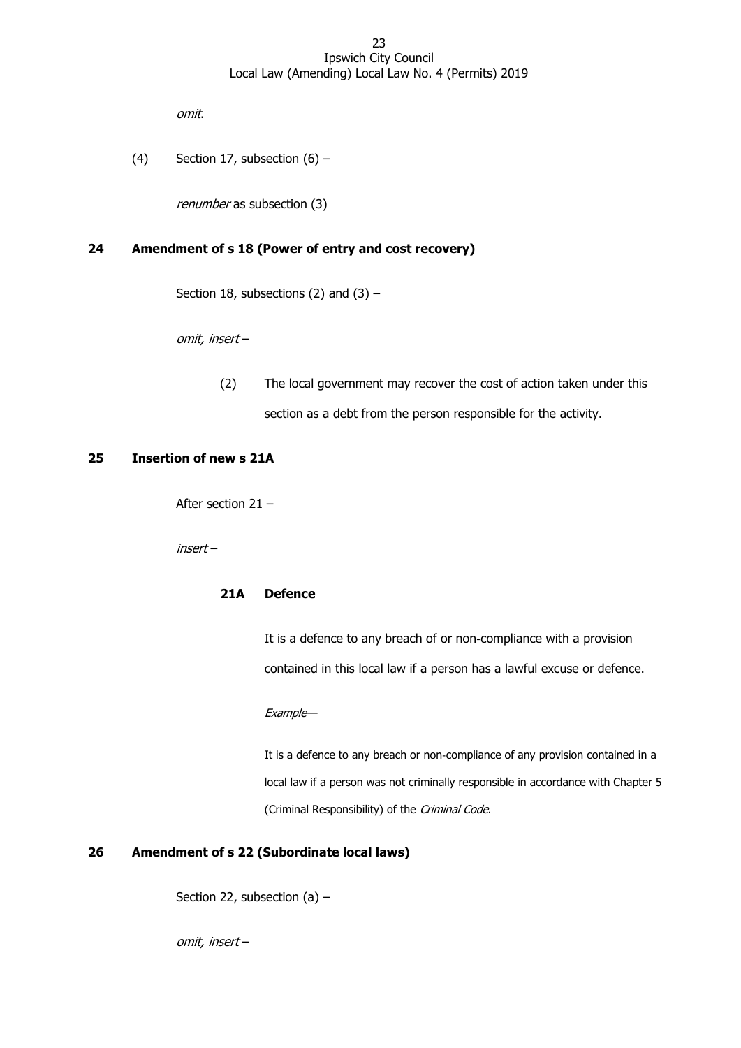*omit*.

(4) Section 17, subsection (6) –

*renumber* as subsection (3)

## 24 Amendment of s 18 (Power of entry and cost recovery)

Section 18, subsections (2) and (3) –

*omit, insert* –

(2) The local government may recover the cost of action taken under this section as a debt from the person responsible for the activity.

## 25 Insertion of new s 21A

After section 21 –

*insert* –

### 21A Defence

It is a defence to any breach of or non-compliance with a provision contained in this local law if a person has a lawful excuse or defence.

*Example*—

It is a defence to any breach or non-compliance of any provision contained in a local law if a person was not criminally responsible in accordance with Chapter 5 (Criminal Responsibility) of the *Criminal Code*.

## 26 Amendment of s 22 (Subordinate local laws)

Section 22, subsection (a) –

*omit, insert* –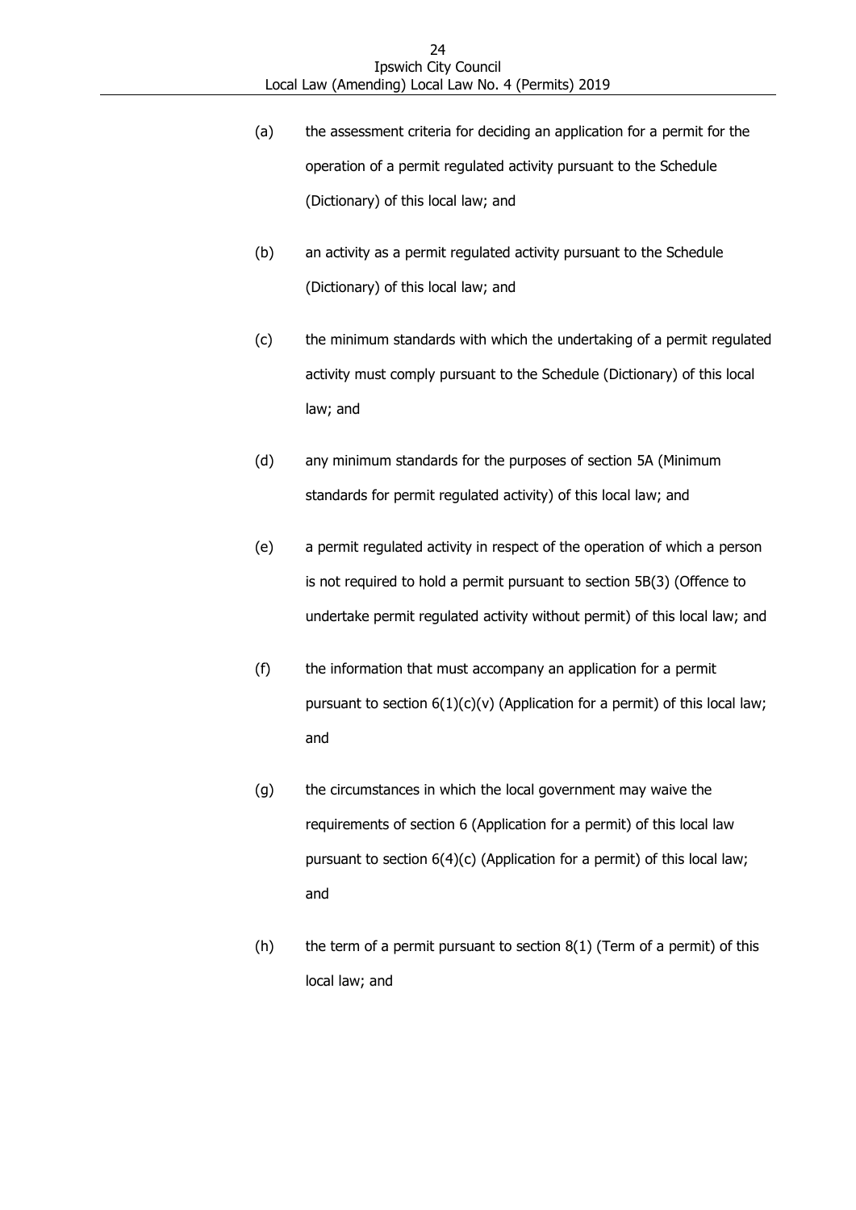(a) the assessment criteria for deciding an application for a permit for the operation of a permit regulated activity pursuant to the Schedule (Dictionary) of this local law; and

(b) an activity as a permit regulated activity pursuant to the Schedule (Dictionary) of this local law; and

(c) the minimum standards with which the undertaking of a permit regulated activity must comply pursuant to the Schedule (Dictionary) of this local law; and

(d) any minimum standards for the purposes of section 5A (Minimum standards for permit regulated activity) of this local law; and

(e) a permit regulated activity in respect of the operation of which a person is not required to hold a permit pursuant to section 5B(3) (Offence to undertake permit regulated activity without permit) of this local law; and

(f) the information that must accompany an application for a permit pursuant to section 6(1)(c)(v) (Application for a permit) of this local law; and

(g) the circumstances in which the local government may waive the requirements of section 6 (Application for a permit) of this local law pursuant to section 6(4)(c) (Application for a permit) of this local law; and

(h) the term of a permit pursuant to section 8(1) (Term of a permit) of this local law; and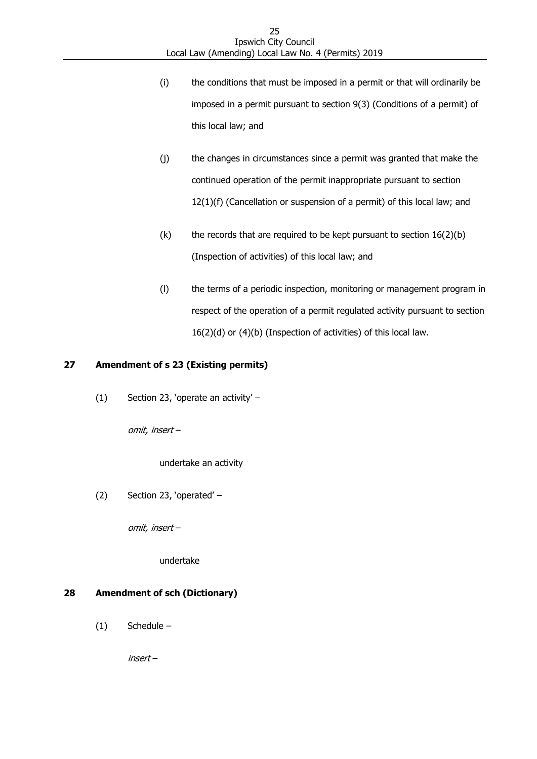(i) the conditions that must be imposed in a permit or that will ordinarily be imposed in a permit pursuant to section 9(3) (Conditions of a permit) of this local law; and

(j) the changes in circumstances since a permit was granted that make the continued operation of the permit inappropriate pursuant to section 12(1)(f) (Cancellation or suspension of a permit) of this local law; and

(k) the records that are required to be kept pursuant to section 16(2)(b) (Inspection of activities) of this local law; and

(l) the terms of a periodic inspection, monitoring or management program in respect of the operation of a permit regulated activity pursuant to section 16(2)(d) or (4)(b) (Inspection of activities) of this local law.

**27 Amendment of s 23 (Existing permits)**

(1) Section 23, 'operate an activity' –

*omit, insert* –

undertake an activity

(2) Section 23, 'operated' –

*omit, insert* –

undertake

**28 Amendment of sch (Dictionary)**

(1) Schedule –

*insert* –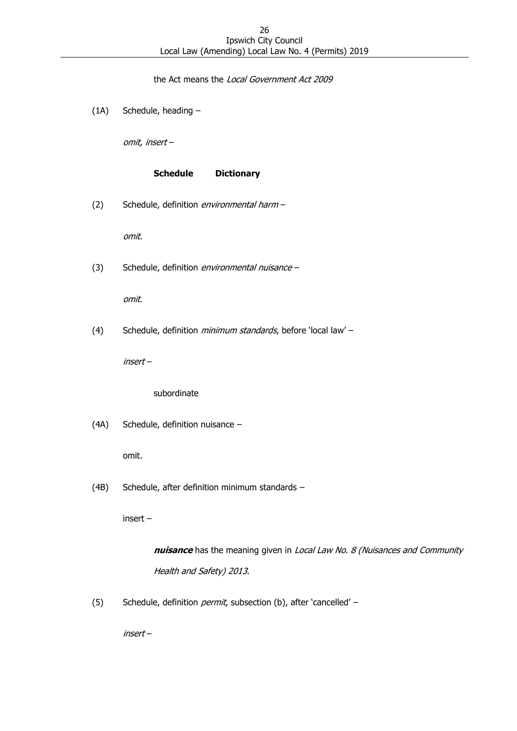the Act means the *Local Government Act 2009*

(1A) Schedule, heading –

*omit, insert* –

**Schedule Dictionary**

(2) Schedule, definition *environmental harm* –

*omit*.

(3) Schedule, definition *environmental nuisance* –

*omit*.

(4) Schedule, definition *minimum standards*, before 'local law' –

*insert* –

subordinate

(4A) Schedule, definition nuisance –

omit.

(4B) Schedule, after definition minimum standards –

insert –

***nuisance*** has the meaning given in *Local Law No. 8 (Nuisances and Community Health and Safety) 2013*.

(5) Schedule, definition *permit*, subsection (b), after 'cancelled' –

*insert* –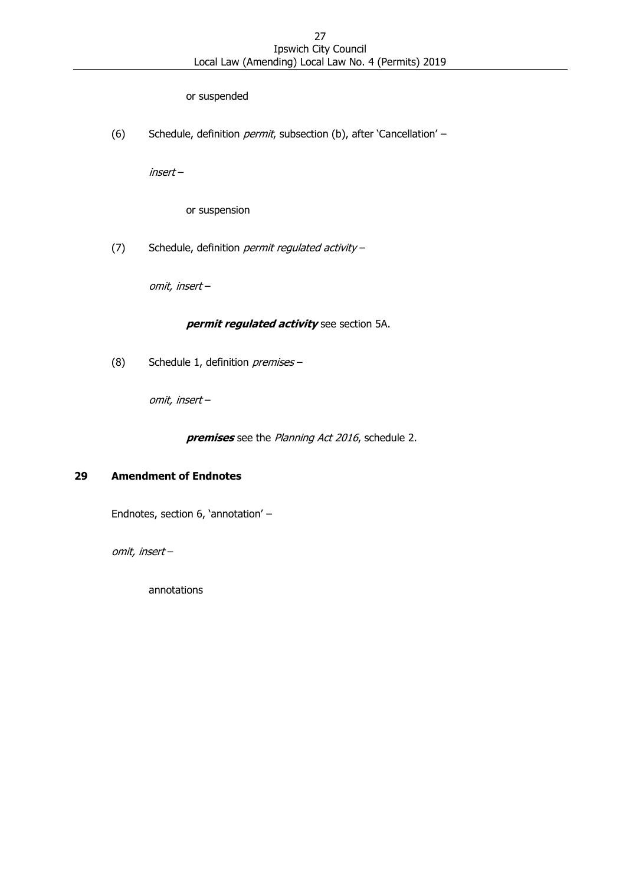or suspended

(6) Schedule, definition *permit*, subsection (b), after 'Cancellation' –

*insert* –

or suspension

(7) Schedule, definition *permit regulated activity* –

*omit, insert* –

***permit regulated activity*** see section 5A.

(8) Schedule 1, definition *premises* –

*omit, insert* –

***premises*** see the *Planning Act 2016*, schedule 2.

## 29 Amendment of Endnotes

Endnotes, section 6, 'annotation' –

*omit, insert* –

annotations